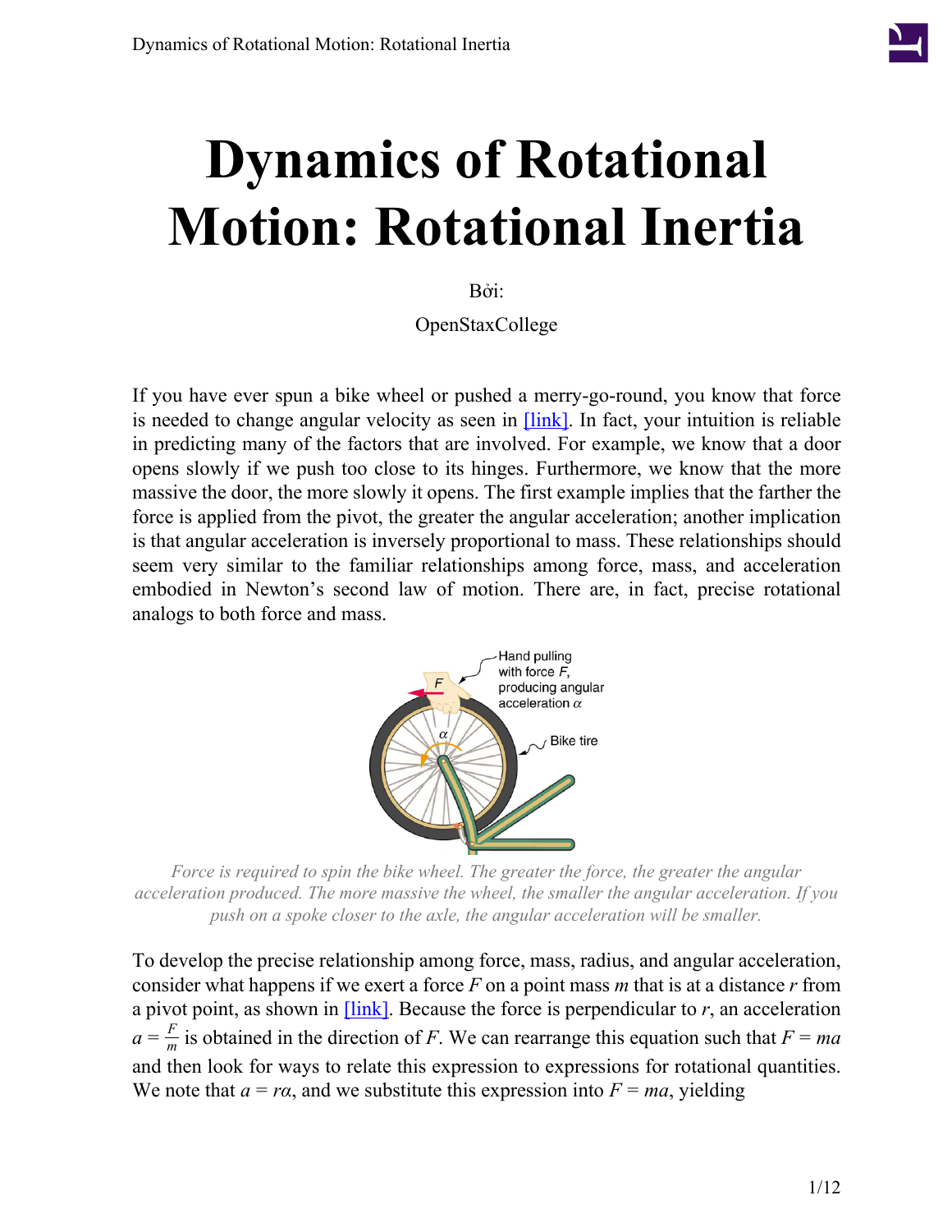# Dynamics of Rotational Motion: Rotational Inertia

Bởi:

OpenStaxCollege

If you have ever spun a bike wheel or pushed a merry-go-round, you know that force is needed to change angular velocity as seen in [link]. In fact, your intuition is reliable in predicting many of the factors that are involved. For example, we know that a door opens slowly if we push too close to its hinges. Furthermore, we know that the more massive the door, the more slowly it opens. The first example implies that the farther the force is applied from the pivot, the greater the angular acceleration; another implication is that angular acceleration is inversely proportional to mass. These relationships should seem very similar to the familiar relationships among force, mass, and acceleration embodied in Newton's second law of motion. There are, in fact, precise rotational analogs to both force and mass.

*Force is required to spin the bike wheel. The greater the force, the greater the angular acceleration produced. The more massive the wheel, the smaller the angular acceleration. If you push on a spoke closer to the axle, the angular acceleration will be smaller.*

To develop the precise relationship among force, mass, radius, and angular acceleration, consider what happens if we exert a force $F$ on a point mass $m$ that is at a distance $r$ from a pivot point, as shown in [link]. Because the force is perpendicular to $r$, an acceleration $a = \frac{F}{m}$ is obtained in the direction of $F$. We can rearrange this equation such that $F = ma$ and then look for ways to relate this expression to expressions for rotational quantities. We note that $a = r\alpha$, and we substitute this expression into $F = ma$, yielding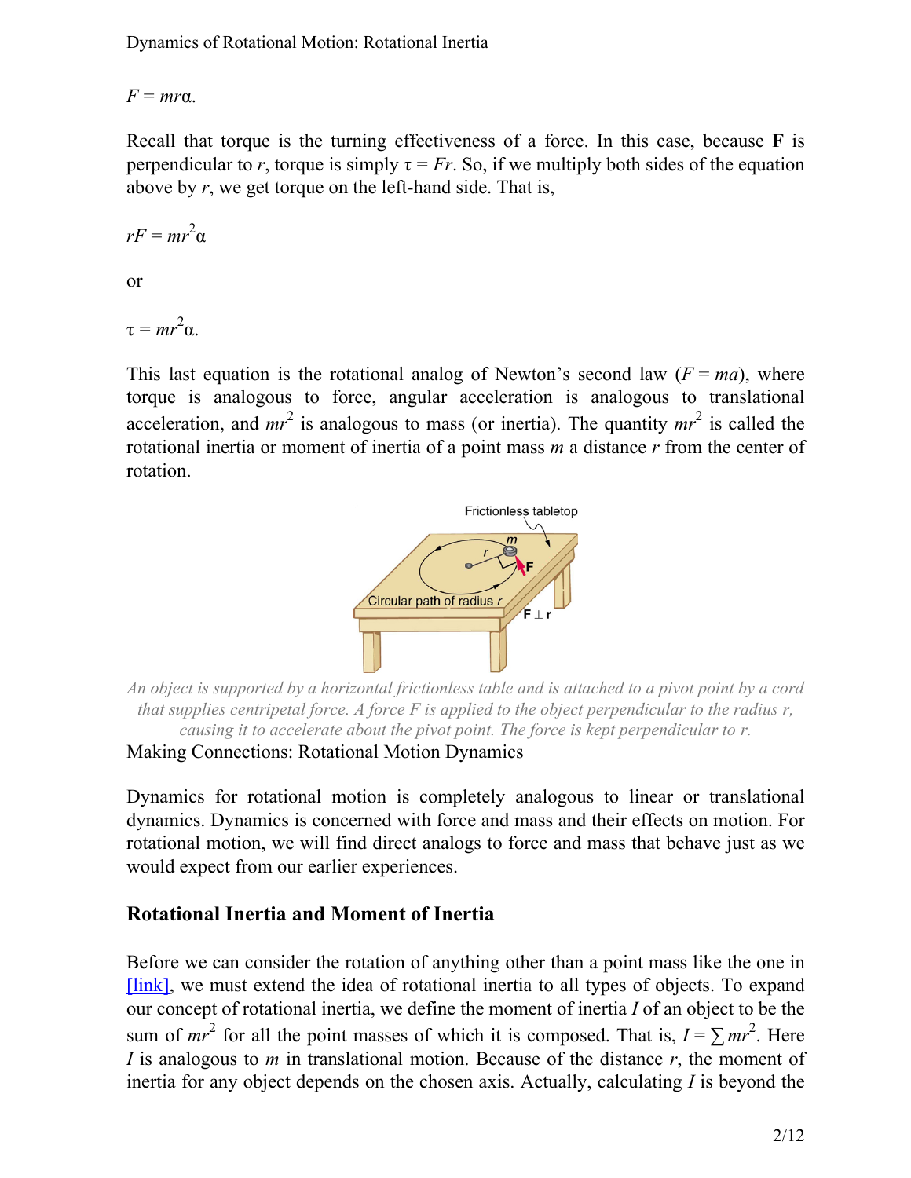$F = mr\alpha.$

Recall that torque is the turning effectiveness of a force. In this case, because **F** is perpendicular to $r$, torque is simply $\tau = Fr$. So, if we multiply both sides of the equation above by $r$, we get torque on the left-hand side. That is,

$$rF = mr^2\alpha$$

or

$$\tau = mr^2\alpha.$$

This last equation is the rotational analog of Newton's second law ($F = ma$), where torque is analogous to force, angular acceleration is analogous to translational acceleration, and $mr^2$ is analogous to mass (or inertia). The quantity $mr^2$ is called the rotational inertia or moment of inertia of a point mass $m$ a distance $r$ from the center of rotation.

*An object is supported by a horizontal frictionless table and is attached to a pivot point by a cord that supplies centripetal force. A force F is applied to the object perpendicular to the radius r, causing it to accelerate about the pivot point. The force is kept perpendicular to r.*

Making Connections: Rotational Motion Dynamics

Dynamics for rotational motion is completely analogous to linear or translational dynamics. Dynamics is concerned with force and mass and their effects on motion. For rotational motion, we will find direct analogs to force and mass that behave just as we would expect from our earlier experiences.

## Rotational Inertia and Moment of Inertia

Before we can consider the rotation of anything other than a point mass like the one in [link], we must extend the idea of rotational inertia to all types of objects. To expand our concept of rotational inertia, we define the moment of inertia $I$ of an object to be the sum of $mr^2$ for all the point masses of which it is composed. That is, $I = \sum mr^2$. Here $I$ is analogous to $m$ in translational motion. Because of the distance $r$, the moment of inertia for any object depends on the chosen axis. Actually, calculating $I$ is beyond the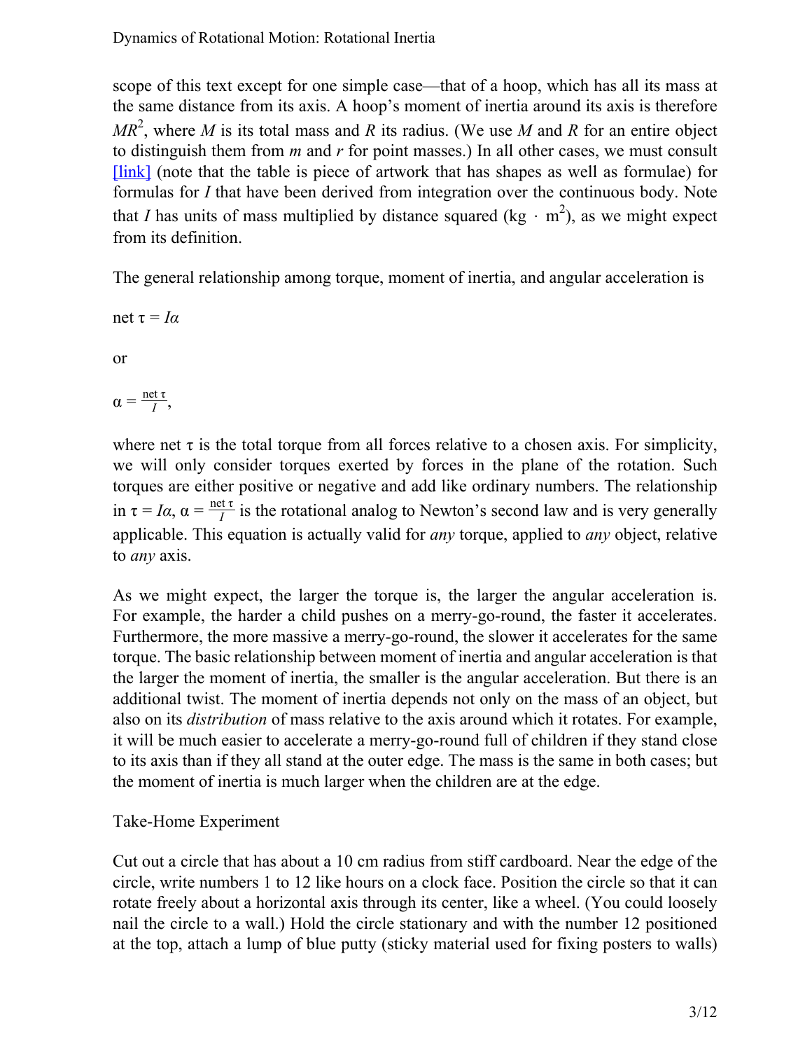scope of this text except for one simple case—that of a hoop, which has all its mass at the same distance from its axis. A hoop's moment of inertia around its axis is therefore $MR^2$, where $M$ is its total mass and $R$ its radius. (We use $M$ and $R$ for an entire object to distinguish them from $m$ and $r$ for point masses.) In all other cases, we must consult [link] (note that the table is piece of artwork that has shapes as well as formulae) for formulas for $I$ that have been derived from integration over the continuous body. Note that $I$ has units of mass multiplied by distance squared ($\text{kg} \cdot \text{m}^2$), as we might expect from its definition.

The general relationship among torque, moment of inertia, and angular acceleration is

$$\text{net } \tau = I\alpha$$

or

$$\alpha = \frac{\text{net } \tau}{I},$$

where net $\tau$ is the total torque from all forces relative to a chosen axis. For simplicity, we will only consider torques exerted by forces in the plane of the rotation. Such torques are either positive or negative and add like ordinary numbers. The relationship in $\tau = I\alpha$, $\alpha = \frac{\text{net } \tau}{I}$ is the rotational analog to Newton's second law and is very generally applicable. This equation is actually valid for *any* torque, applied to *any* object, relative to *any* axis.

As we might expect, the larger the torque is, the larger the angular acceleration is. For example, the harder a child pushes on a merry-go-round, the faster it accelerates. Furthermore, the more massive a merry-go-round, the slower it accelerates for the same torque. The basic relationship between moment of inertia and angular acceleration is that the larger the moment of inertia, the smaller is the angular acceleration. But there is an additional twist. The moment of inertia depends not only on the mass of an object, but also on its *distribution* of mass relative to the axis around which it rotates. For example, it will be much easier to accelerate a merry-go-round full of children if they stand close to its axis than if they all stand at the outer edge. The mass is the same in both cases; but the moment of inertia is much larger when the children are at the edge.

Take-Home Experiment

Cut out a circle that has about a 10 cm radius from stiff cardboard. Near the edge of the circle, write numbers 1 to 12 like hours on a clock face. Position the circle so that it can rotate freely about a horizontal axis through its center, like a wheel. (You could loosely nail the circle to a wall.) Hold the circle stationary and with the number 12 positioned at the top, attach a lump of blue putty (sticky material used for fixing posters to walls)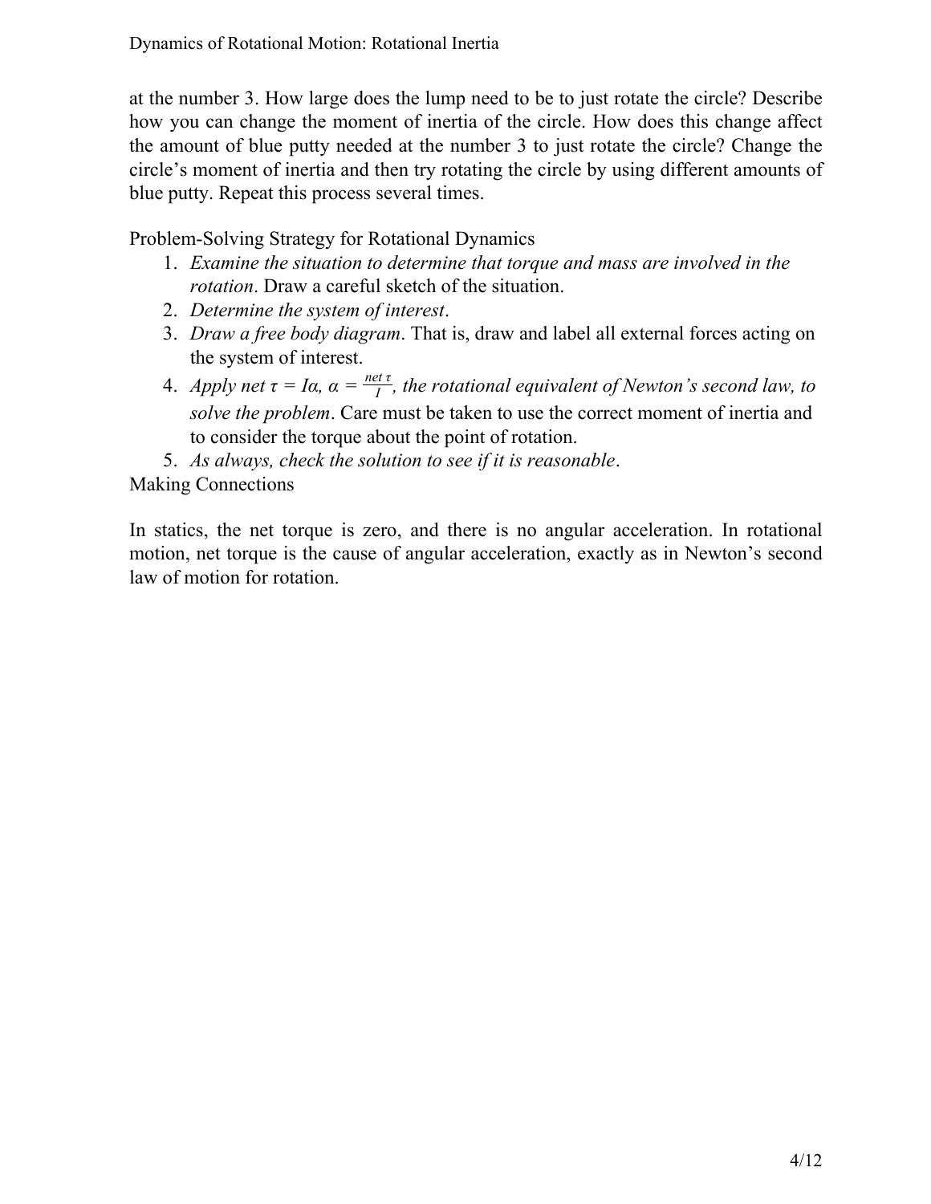at the number 3. How large does the lump need to be to just rotate the circle? Describe how you can change the moment of inertia of the circle. How does this change affect the amount of blue putty needed at the number 3 to just rotate the circle? Change the circle's moment of inertia and then try rotating the circle by using different amounts of blue putty. Repeat this process several times.

Problem-Solving Strategy for Rotational Dynamics

1. *Examine the situation to determine that torque and mass are involved in the rotation*. Draw a careful sketch of the situation.
2. *Determine the system of interest*.
3. *Draw a free body diagram*. That is, draw and label all external forces acting on the system of interest.
4. *Apply net* $\tau = I\alpha$, $\alpha = \frac{\text{net } \tau}{I}$, *the rotational equivalent of Newton's second law, to solve the problem*. Care must be taken to use the correct moment of inertia and to consider the torque about the point of rotation.
5. *As always, check the solution to see if it is reasonable*.

Making Connections

In statics, the net torque is zero, and there is no angular acceleration. In rotational motion, net torque is the cause of angular acceleration, exactly as in Newton's second law of motion for rotation.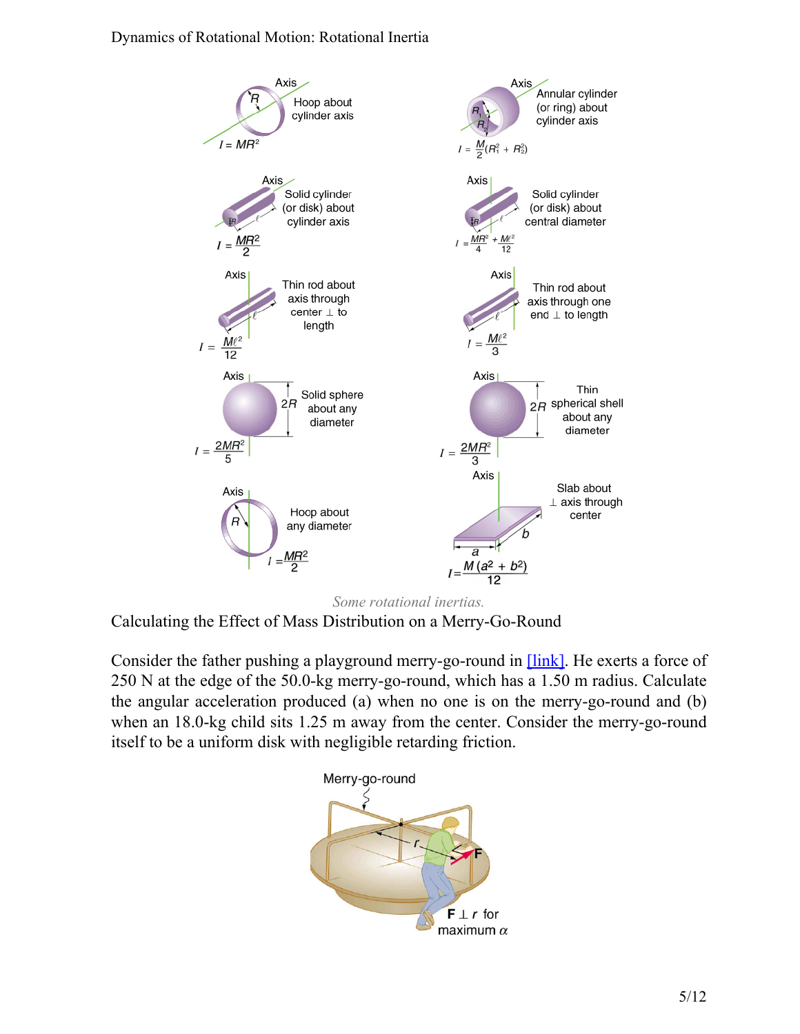Some rotational inertias.

Calculating the Effect of Mass Distribution on a Merry-Go-Round

Consider the father pushing a playground merry-go-round in [link]. He exerts a force of 250 N at the edge of the 50.0-kg merry-go-round, which has a 1.50 m radius. Calculate the angular acceleration produced (a) when no one is on the merry-go-round and (b) when an 18.0-kg child sits 1.25 m away from the center. Consider the merry-go-round itself to be a uniform disk with negligible retarding friction.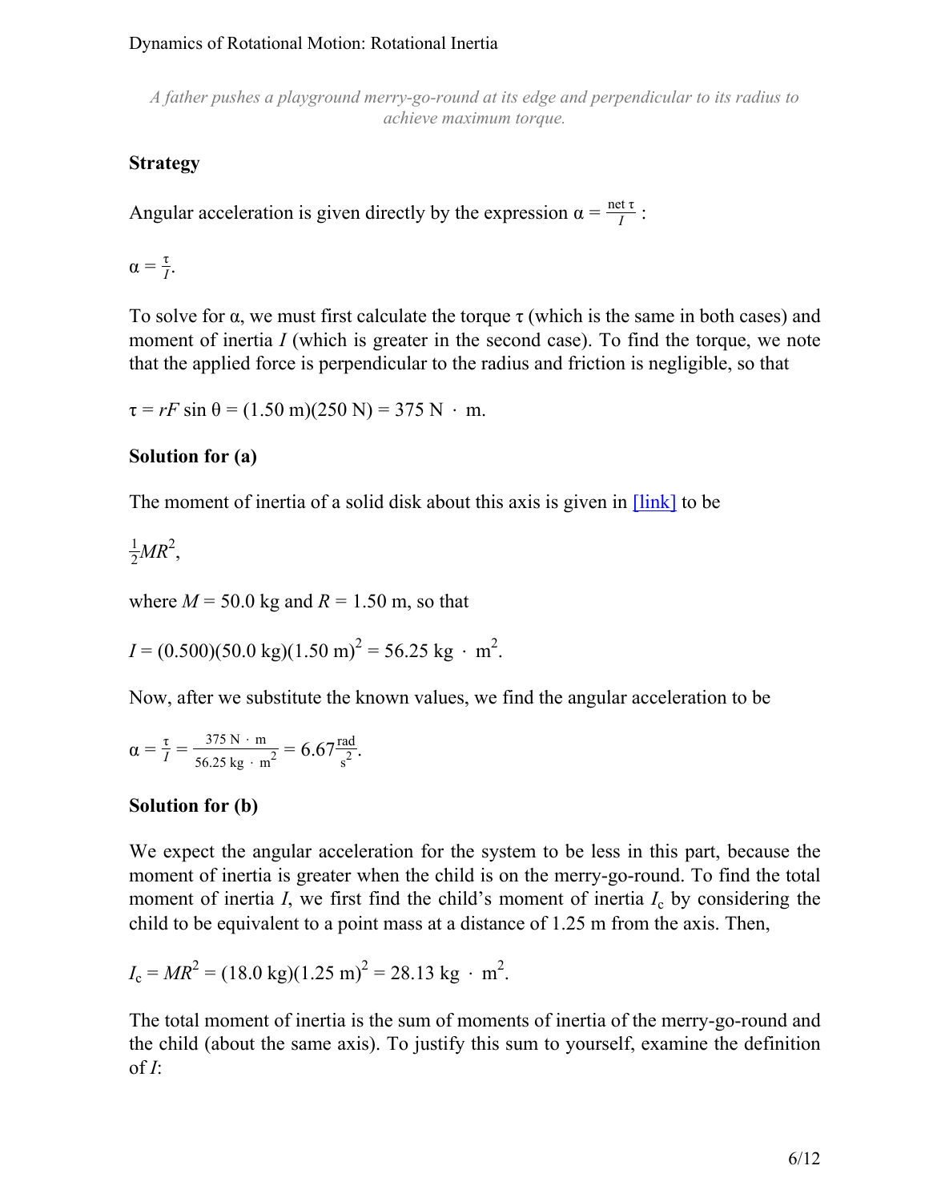*A father pushes a playground merry-go-round at its edge and perpendicular to its radius to achieve maximum torque.*

**Strategy**

Angular acceleration is given directly by the expression $\alpha = \frac{\text{net } \tau}{I}$:

$$\alpha = \frac{\tau}{I}.$$

To solve for α, we must first calculate the torque τ (which is the same in both cases) and moment of inertia $I$ (which is greater in the second case). To find the torque, we note that the applied force is perpendicular to the radius and friction is negligible, so that

$$\tau = rF \sin \theta = (1.50 \text{ m})(250 \text{ N}) = 375 \text{ N} \cdot \text{m}.$$

**Solution for (a)**

The moment of inertia of a solid disk about this axis is given in [link] to be

$$\frac{1}{2}MR^2,$$

where $M = 50.0$ kg and $R = 1.50$ m, so that

$$I = (0.500)(50.0 \text{ kg})(1.50 \text{ m})^2 = 56.25 \text{ kg} \cdot \text{m}^2.$$

Now, after we substitute the known values, we find the angular acceleration to be

$$\alpha = \frac{\tau}{I} = \frac{375 \text{ N} \cdot \text{m}}{56.25 \text{ kg} \cdot \text{m}^2} = 6.67 \frac{\text{rad}}{\text{s}^2}.$$

**Solution for (b)**

We expect the angular acceleration for the system to be less in this part, because the moment of inertia is greater when the child is on the merry-go-round. To find the total moment of inertia $I$, we first find the child's moment of inertia $I_c$ by considering the child to be equivalent to a point mass at a distance of 1.25 m from the axis. Then,

$$I_c = MR^2 = (18.0 \text{ kg})(1.25 \text{ m})^2 = 28.13 \text{ kg} \cdot \text{m}^2.$$

The total moment of inertia is the sum of moments of inertia of the merry-go-round and the child (about the same axis). To justify this sum to yourself, examine the definition of $I$: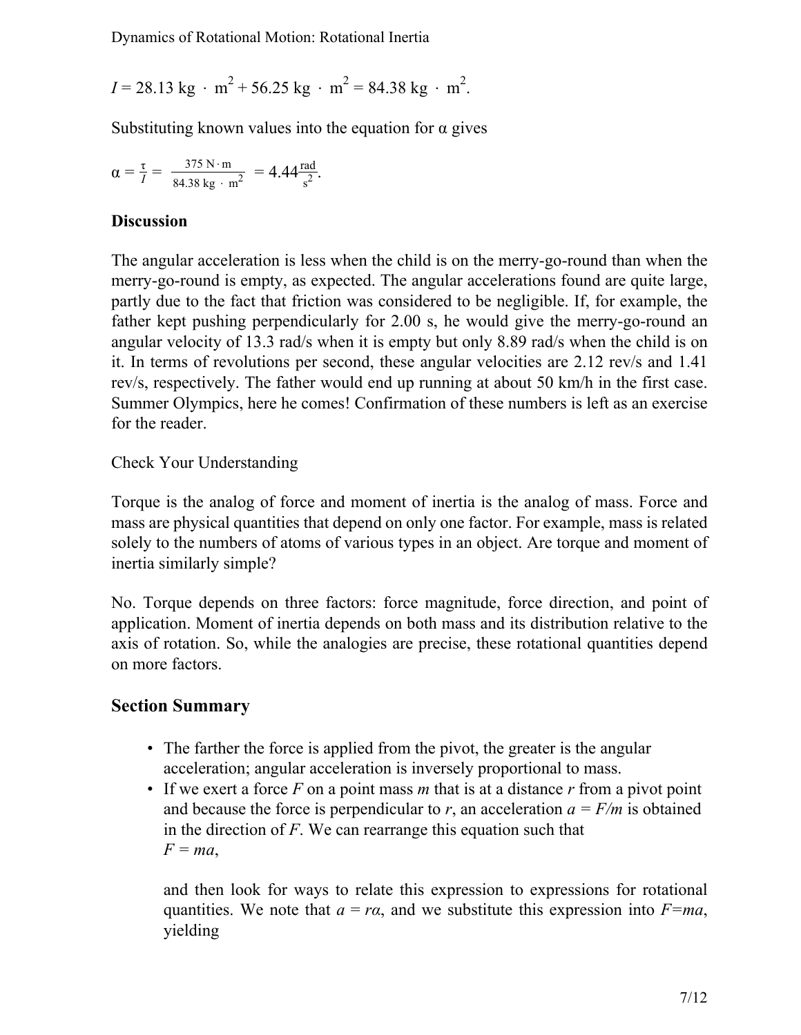$$I = 28.13 \text{ kg} \cdot \text{m}^2 + 56.25 \text{ kg} \cdot \text{m}^2 = 84.38 \text{ kg} \cdot \text{m}^2.$$

Substituting known values into the equation for α gives

$$\alpha = \frac{\tau}{I} = \frac{375 \text{ N} \cdot \text{m}}{84.38 \text{ kg} \cdot \text{m}^2} = 4.44 \frac{\text{rad}}{\text{s}^2}.$$

### Discussion

The angular acceleration is less when the child is on the merry-go-round than when the merry-go-round is empty, as expected. The angular accelerations found are quite large, partly due to the fact that friction was considered to be negligible. If, for example, the father kept pushing perpendicularly for 2.00 s, he would give the merry-go-round an angular velocity of 13.3 rad/s when it is empty but only 8.89 rad/s when the child is on it. In terms of revolutions per second, these angular velocities are 2.12 rev/s and 1.41 rev/s, respectively. The father would end up running at about 50 km/h in the first case. Summer Olympics, here he comes! Confirmation of these numbers is left as an exercise for the reader.

Check Your Understanding

Torque is the analog of force and moment of inertia is the analog of mass. Force and mass are physical quantities that depend on only one factor. For example, mass is related solely to the numbers of atoms of various types in an object. Are torque and moment of inertia similarly simple?

No. Torque depends on three factors: force magnitude, force direction, and point of application. Moment of inertia depends on both mass and its distribution relative to the axis of rotation. So, while the analogies are precise, these rotational quantities depend on more factors.

## Section Summary

- The farther the force is applied from the pivot, the greater is the angular acceleration; angular acceleration is inversely proportional to mass.
- If we exert a force $F$ on a point mass $m$ that is at a distance $r$ from a pivot point and because the force is perpendicular to $r$, an acceleration $a = F/m$ is obtained in the direction of $F$. We can rearrange this equation such that
  $F = ma$,

  and then look for ways to relate this expression to expressions for rotational quantities. We note that $a = r\alpha$, and we substitute this expression into $F=ma$, yielding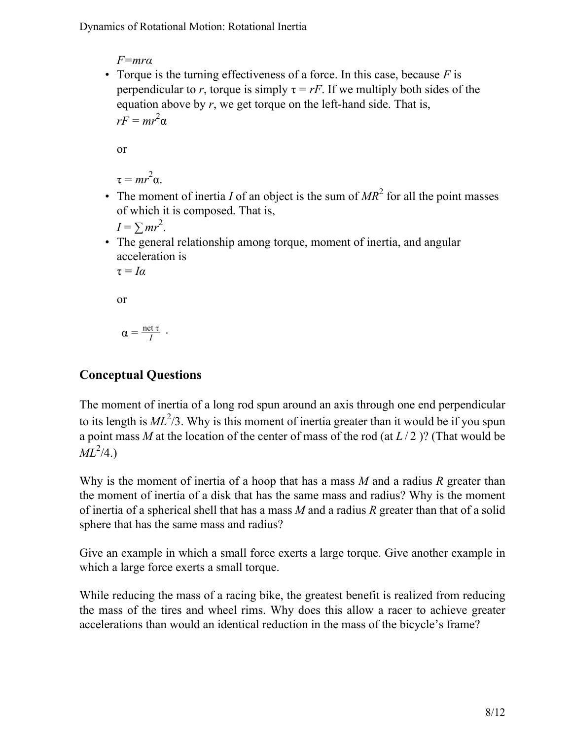$F = mr\alpha$

- Torque is the turning effectiveness of a force. In this case, because $F$ is perpendicular to $r$, torque is simply $\tau = rF$. If we multiply both sides of the equation above by $r$, we get torque on the left-hand side. That is,

  $rF = mr^2\alpha$

  or

  $\tau = mr^2\alpha.$
- The moment of inertia $I$ of an object is the sum of $MR^2$ for all the point masses of which it is composed. That is,

  $I = \sum mr^2.$
- The general relationship among torque, moment of inertia, and angular acceleration is

  $\tau = I\alpha$

  or

  $\alpha = \frac{\text{net } \tau}{I}$ .

## Conceptual Questions

The moment of inertia of a long rod spun around an axis through one end perpendicular to its length is $ML^2/3$. Why is this moment of inertia greater than it would be if you spun a point mass $M$ at the location of the center of mass of the rod (at $L/2$)? (That would be $ML^2/4$.)

Why is the moment of inertia of a hoop that has a mass $M$ and a radius $R$ greater than the moment of inertia of a disk that has the same mass and radius? Why is the moment of inertia of a spherical shell that has a mass $M$ and a radius $R$ greater than that of a solid sphere that has the same mass and radius?

Give an example in which a small force exerts a large torque. Give another example in which a large force exerts a small torque.

While reducing the mass of a racing bike, the greatest benefit is realized from reducing the mass of the tires and wheel rims. Why does this allow a racer to achieve greater accelerations than would an identical reduction in the mass of the bicycle's frame?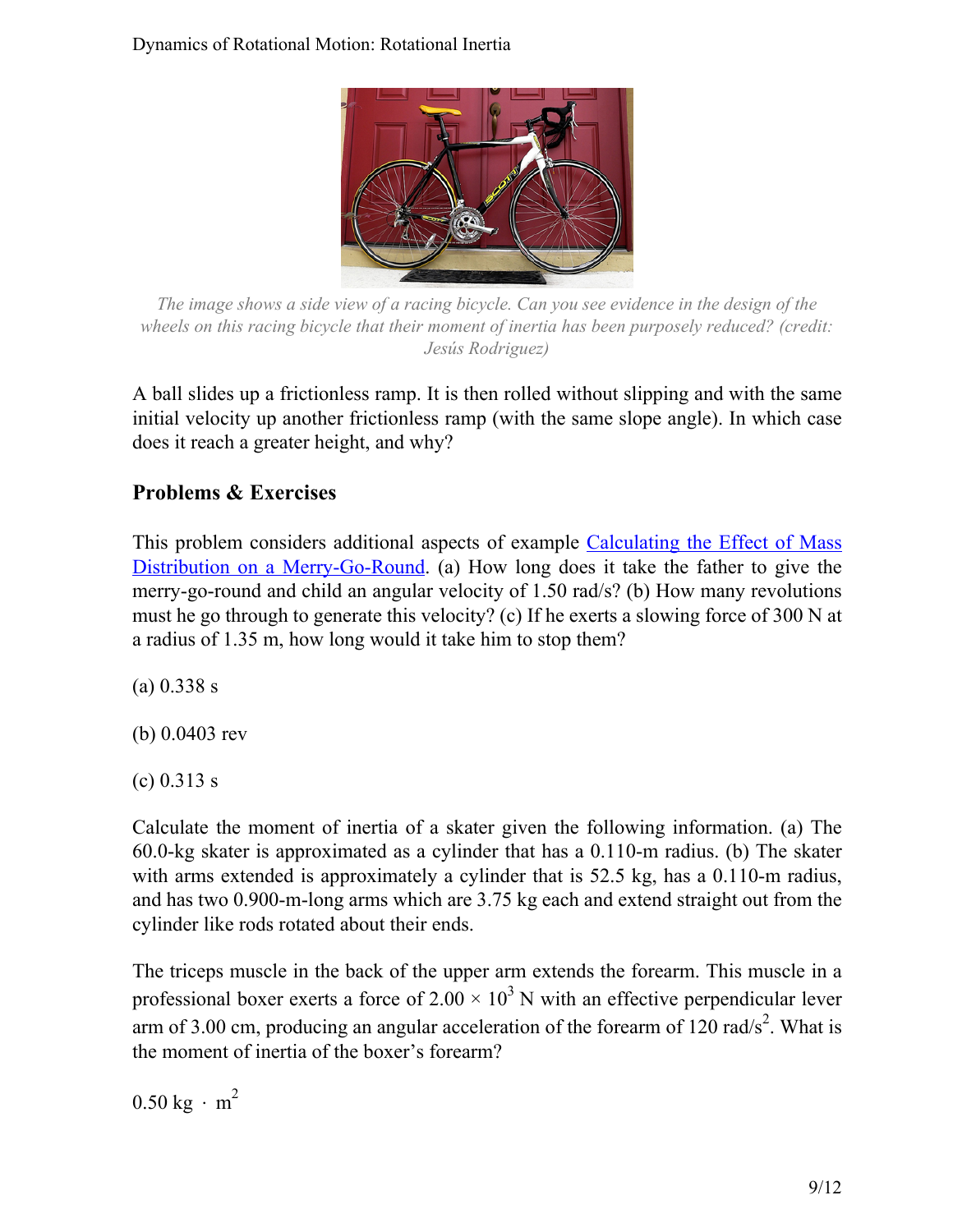*The image shows a side view of a racing bicycle. Can you see evidence in the design of the wheels on this racing bicycle that their moment of inertia has been purposely reduced? (credit: Jesús Rodriguez)*

A ball slides up a frictionless ramp. It is then rolled without slipping and with the same initial velocity up another frictionless ramp (with the same slope angle). In which case does it reach a greater height, and why?

## Problems & Exercises

This problem considers additional aspects of example [Calculating the Effect of Mass Distribution on a Merry-Go-Round](). (a) How long does it take the father to give the merry-go-round and child an angular velocity of 1.50 rad/s? (b) How many revolutions must he go through to generate this velocity? (c) If he exerts a slowing force of 300 N at a radius of 1.35 m, how long would it take him to stop them?

(a) 0.338 s

(b) 0.0403 rev

(c) 0.313 s

Calculate the moment of inertia of a skater given the following information. (a) The 60.0-kg skater is approximated as a cylinder that has a 0.110-m radius. (b) The skater with arms extended is approximately a cylinder that is 52.5 kg, has a 0.110-m radius, and has two 0.900-m-long arms which are 3.75 kg each and extend straight out from the cylinder like rods rotated about their ends.

The triceps muscle in the back of the upper arm extends the forearm. This muscle in a professional boxer exerts a force of $2.00 \times 10^3$ N with an effective perpendicular lever arm of 3.00 cm, producing an angular acceleration of the forearm of 120 $\text{rad/s}^2$. What is the moment of inertia of the boxer's forearm?

$0.50 \text{ kg} \cdot \text{m}^2$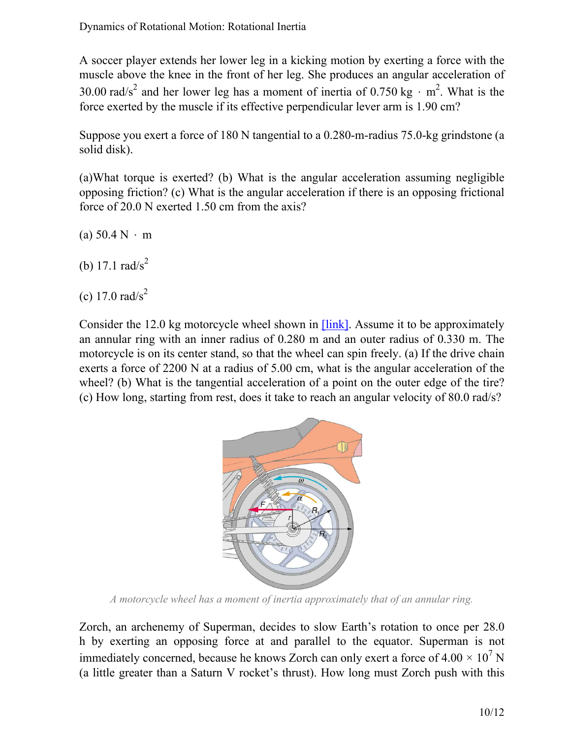A soccer player extends her lower leg in a kicking motion by exerting a force with the muscle above the knee in the front of her leg. She produces an angular acceleration of $30.00\ \text{rad/s}^2$ and her lower leg has a moment of inertia of $0.750\ \text{kg} \cdot \text{m}^2$. What is the force exerted by the muscle if its effective perpendicular lever arm is 1.90 cm?

Suppose you exert a force of 180 N tangential to a 0.280-m-radius 75.0-kg grindstone (a solid disk).

(a)What torque is exerted? (b) What is the angular acceleration assuming negligible opposing friction? (c) What is the angular acceleration if there is an opposing frictional force of 20.0 N exerted 1.50 cm from the axis?

(a) $50.4\ \text{N} \cdot \text{m}$

(b) $17.1\ \text{rad/s}^2$

(c) $17.0\ \text{rad/s}^2$

Consider the 12.0 kg motorcycle wheel shown in [link]. Assume it to be approximately an annular ring with an inner radius of 0.280 m and an outer radius of 0.330 m. The motorcycle is on its center stand, so that the wheel can spin freely. (a) If the drive chain exerts a force of 2200 N at a radius of 5.00 cm, what is the angular acceleration of the wheel? (b) What is the tangential acceleration of a point on the outer edge of the tire? (c) How long, starting from rest, does it take to reach an angular velocity of 80.0 rad/s?

A motorcycle wheel has a moment of inertia approximately that of an annular ring.

Zorch, an archenemy of Superman, decides to slow Earth's rotation to once per 28.0 h by exerting an opposing force at and parallel to the equator. Superman is not immediately concerned, because he knows Zorch can only exert a force of $4.00 \times 10^7$ N (a little greater than a Saturn V rocket's thrust). How long must Zorch push with this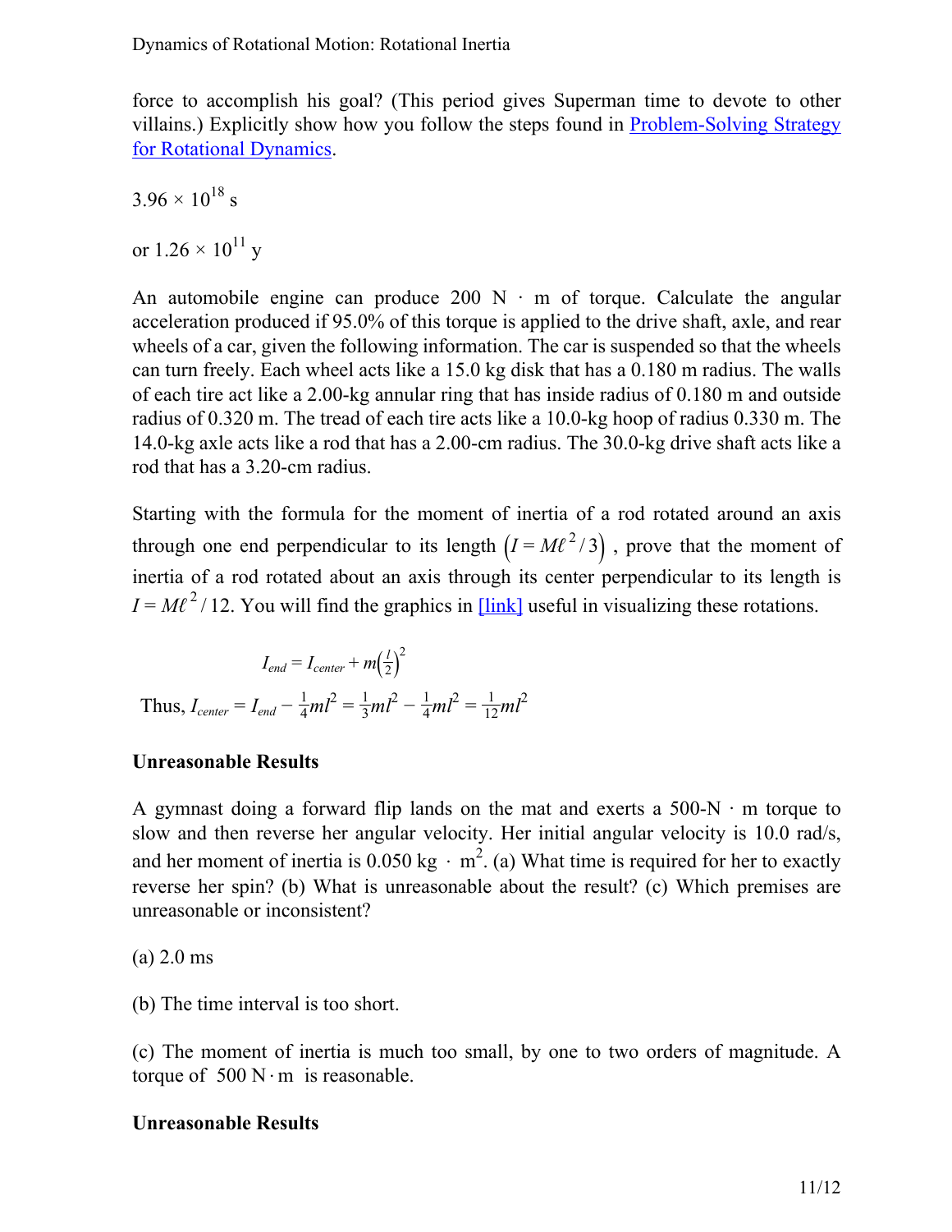force to accomplish his goal? (This period gives Superman time to devote to other villains.) Explicitly show how you follow the steps found in [Problem-Solving Strategy for Rotational Dynamics](#).

$3.96 \times 10^{18}$ s

or $1.26 \times 10^{11}$ y

An automobile engine can produce 200 N · m of torque. Calculate the angular acceleration produced if 95.0% of this torque is applied to the drive shaft, axle, and rear wheels of a car, given the following information. The car is suspended so that the wheels can turn freely. Each wheel acts like a 15.0 kg disk that has a 0.180 m radius. The walls of each tire act like a 2.00-kg annular ring that has inside radius of 0.180 m and outside radius of 0.320 m. The tread of each tire acts like a 10.0-kg hoop of radius 0.330 m. The 14.0-kg axle acts like a rod that has a 2.00-cm radius. The 30.0-kg drive shaft acts like a rod that has a 3.20-cm radius.

Starting with the formula for the moment of inertia of a rod rotated around an axis through one end perpendicular to its length $\left(I = M\ell^2/3\right)$, prove that the moment of inertia of a rod rotated about an axis through its center perpendicular to its length is $I = M\ell^2/12$. You will find the graphics in [[link]](#) useful in visualizing these rotations.

$$I_{end} = I_{center} + m\left(\frac{l}{2}\right)^2$$

Thus, $I_{center} = I_{end} - \frac{1}{4}ml^2 = \frac{1}{3}ml^2 - \frac{1}{4}ml^2 = \frac{1}{12}ml^2$

**Unreasonable Results**

A gymnast doing a forward flip lands on the mat and exerts a 500-N · m torque to slow and then reverse her angular velocity. Her initial angular velocity is 10.0 rad/s, and her moment of inertia is 0.050 kg · m$^2$. (a) What time is required for her to exactly reverse her spin? (b) What is unreasonable about the result? (c) Which premises are unreasonable or inconsistent?

(a) 2.0 ms

(b) The time interval is too short.

(c) The moment of inertia is much too small, by one to two orders of magnitude. A torque of $500\ \text{N}\cdot\text{m}$ is reasonable.

**Unreasonable Results**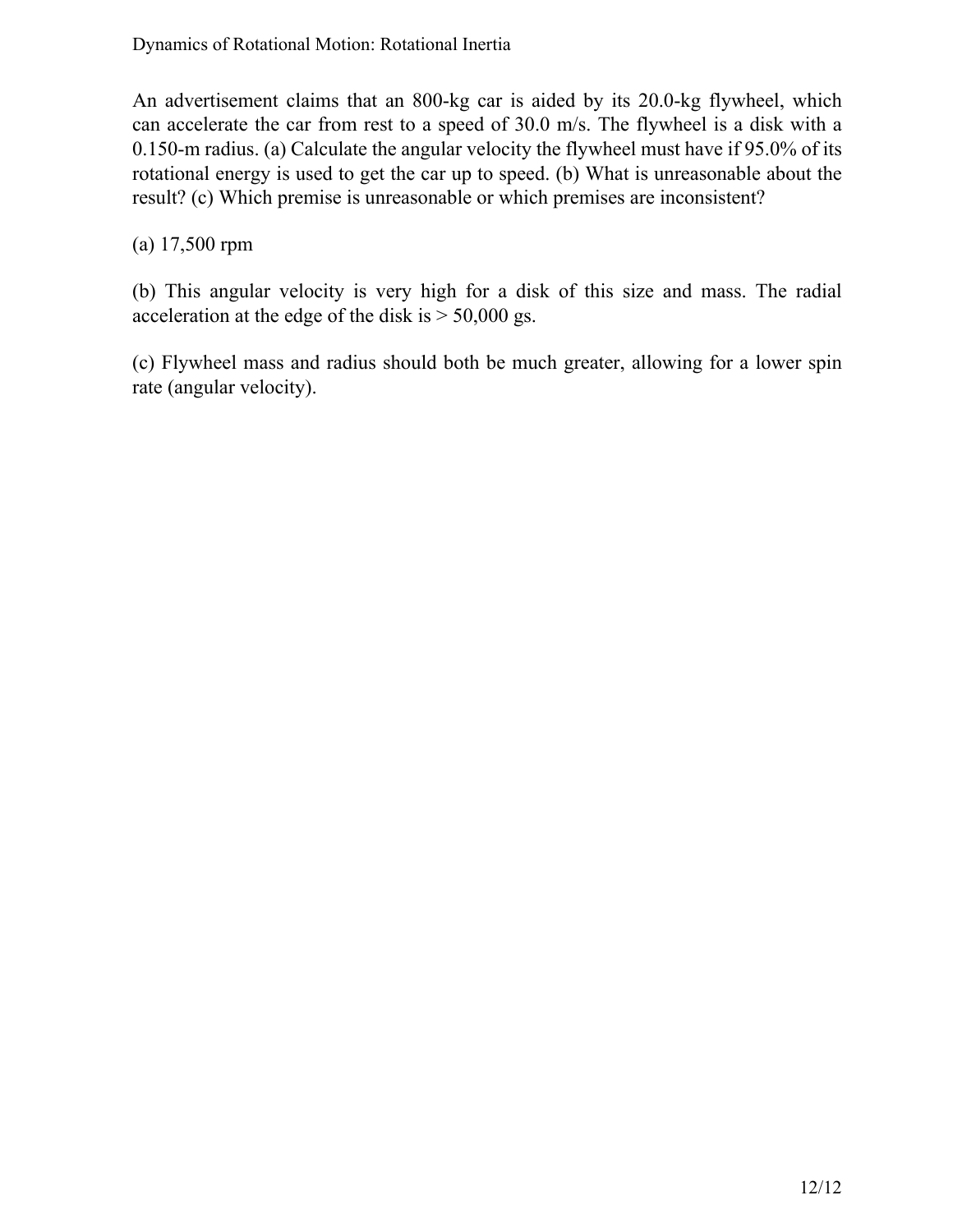An advertisement claims that an 800-kg car is aided by its 20.0-kg flywheel, which can accelerate the car from rest to a speed of 30.0 m/s. The flywheel is a disk with a 0.150-m radius. (a) Calculate the angular velocity the flywheel must have if 95.0% of its rotational energy is used to get the car up to speed. (b) What is unreasonable about the result? (c) Which premise is unreasonable or which premises are inconsistent?

(a) 17,500 rpm

(b) This angular velocity is very high for a disk of this size and mass. The radial acceleration at the edge of the disk is > 50,000 gs.

(c) Flywheel mass and radius should both be much greater, allowing for a lower spin rate (angular velocity).